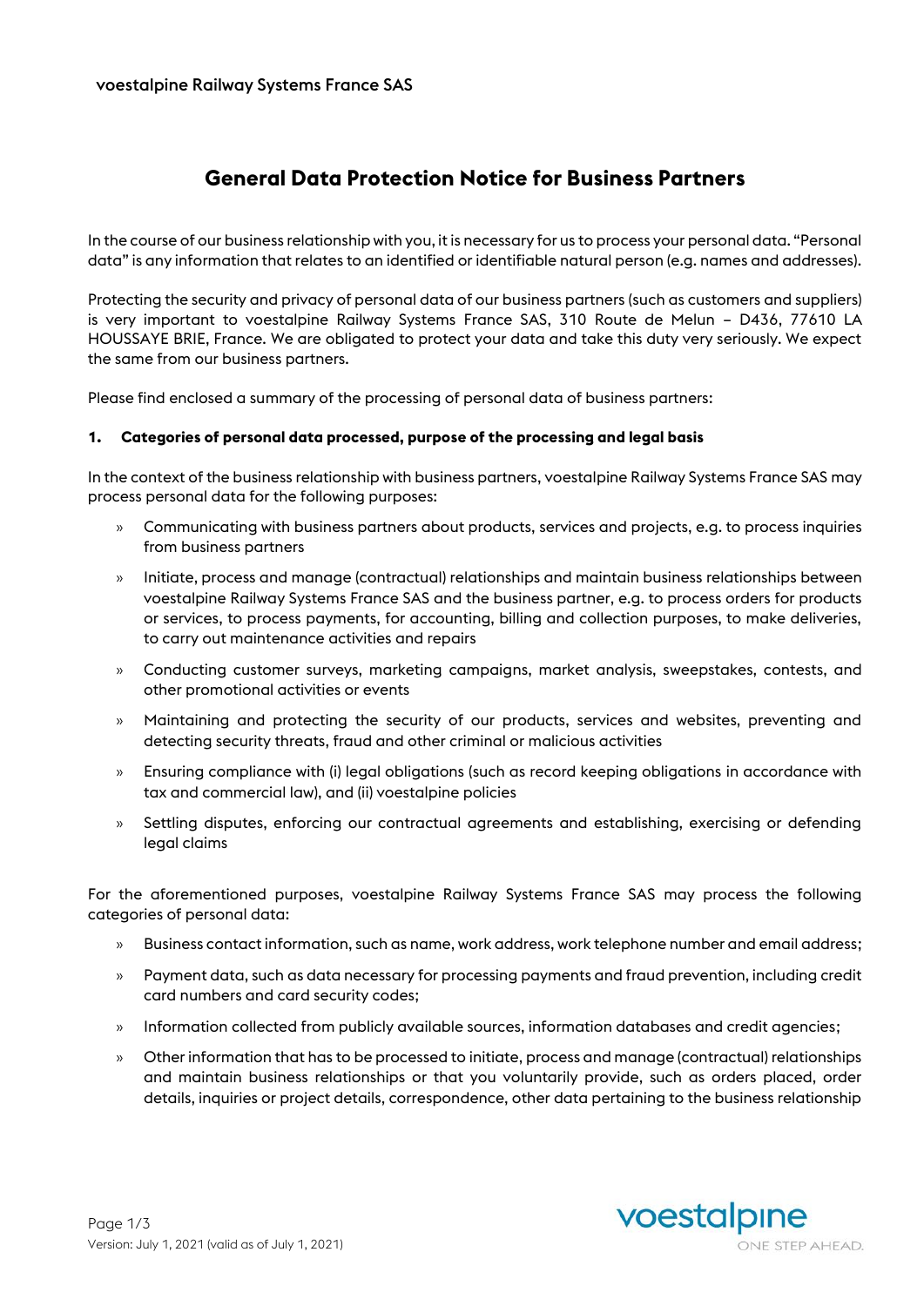voestalpine Railway Systems France SAS

# General Data Protection Notice for Business Partners

In the course of our business relationship with you, it is necessary for us to process your personal data. "Personal data" is any information that relates to an identified or identifiable natural person (e.g. names and addresses).

Protecting the security and privacy of personal data of our business partners (such as customers and suppliers) is very important to voestalpine Railway Systems France SAS, 310 Route de Melun – D436, 77610 LA HOUSSAYE BRIE, France. We are obligated to protect your data and take this duty very seriously. We expect the same from our business partners.

Please find enclosed a summary of the processing of personal data of business partners:

## 1. Categories of personal data processed, purpose of the processing and legal basis

In the context of the business relationship with business partners, voestalpine Railway Systems France SAS may process personal data for the following purposes:

- Communicating with business partners about products, services and projects, e.g. to process inquiries from business partners
- Initiate, process and manage (contractual) relationships and maintain business relationships between voestalpine Railway Systems France SAS and the business partner, e.g. to process orders for products or services, to process payments, for accounting, billing and collection purposes, to make deliveries, to carry out maintenance activities and repairs
- Conducting customer surveys, marketing campaigns, market analysis, sweepstakes, contests, and other promotional activities or events
- Maintaining and protecting the security of our products, services and websites, preventing and detecting security threats, fraud and other criminal or malicious activities
- Ensuring compliance with (i) legal obligations (such as record keeping obligations in accordance with tax and commercial law), and (ii) voestalpine policies
- Settling disputes, enforcing our contractual agreements and establishing, exercising or defending legal claims

For the aforementioned purposes, voestalpine Railway Systems France SAS may process the following categories of personal data:

- Business contact information, such as name, work address, work telephone number and email address;
- Payment data, such as data necessary for processing payments and fraud prevention, including credit card numbers and card security codes;
- Information collected from publicly available sources, information databases and credit agencies;
- Other information that has to be processed to initiate, process and manage (contractual) relationships and maintain business relationships or that you voluntarily provide, such as orders placed, order details, inquiries or project details, correspondence, other data pertaining to the business relationship

Version: July 1, 2021 (valid as of July 1, 2021)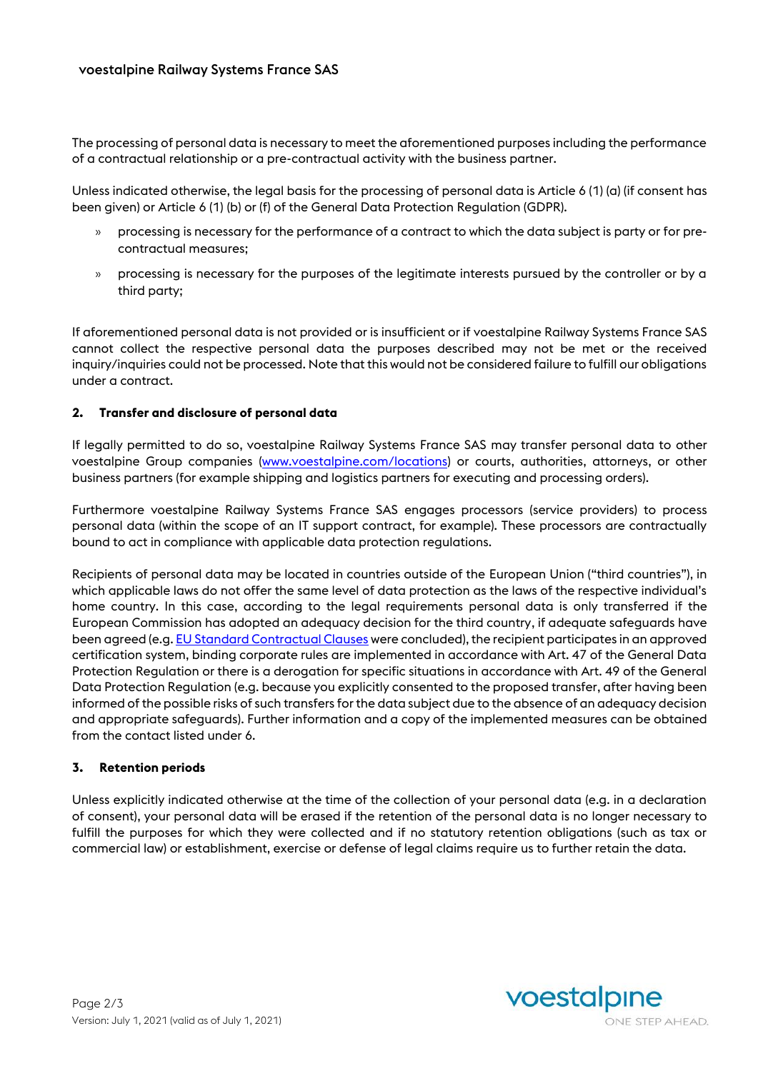The processing of personal data is necessary to meet the aforementioned purposes including the performance of a contractual relationship or a pre-contractual activity with the business partner.

Unless indicated otherwise, the legal basis for the processing of personal data is Article 6 (1) (a) (if consent has been given) or Article 6 (1) (b) or (f) of the General Data Protection Regulation (GDPR).

- processing is necessary for the performance of a contract to which the data subject is party or for pre-contractual measures;
- processing is necessary for the purposes of the legitimate interests pursued by the controller or by a third party;

If aforementioned personal data is not provided or is insufficient or if voestalpine Railway Systems France SAS cannot collect the respective personal data the purposes described may not be met or the received inquiry/inquiries could not be processed. Note that this would not be considered failure to fulfill our obligations under a contract.

## 2. Transfer and disclosure of personal data

If legally permitted to do so, voestalpine Railway Systems France SAS may transfer personal data to other voestalpine Group companies (www.voestalpine.com/locations) or courts, authorities, attorneys, or other business partners (for example shipping and logistics partners for executing and processing orders).

Furthermore voestalpine Railway Systems France SAS engages processors (service providers) to process personal data (within the scope of an IT support contract, for example). These processors are contractually bound to act in compliance with applicable data protection regulations.

Recipients of personal data may be located in countries outside of the European Union ("third countries"), in which applicable laws do not offer the same level of data protection as the laws of the respective individual's home country. In this case, according to the legal requirements personal data is only transferred if the European Commission has adopted an adequacy decision for the third country, if adequate safeguards have been agreed (e.g. EU Standard Contractual Clauses were concluded), the recipient participates in an approved certification system, binding corporate rules are implemented in accordance with Art. 47 of the General Data Protection Regulation or there is a derogation for specific situations in accordance with Art. 49 of the General Data Protection Regulation (e.g. because you explicitly consented to the proposed transfer, after having been informed of the possible risks of such transfers for the data subject due to the absence of an adequacy decision and appropriate safeguards). Further information and a copy of the implemented measures can be obtained from the contact listed under 6.

## 3. Retention periods

Unless explicitly indicated otherwise at the time of the collection of your personal data (e.g. in a declaration of consent), your personal data will be erased if the retention of the personal data is no longer necessary to fulfill the purposes for which they were collected and if no statutory retention obligations (such as tax or commercial law) or establishment, exercise or defense of legal claims require us to further retain the data.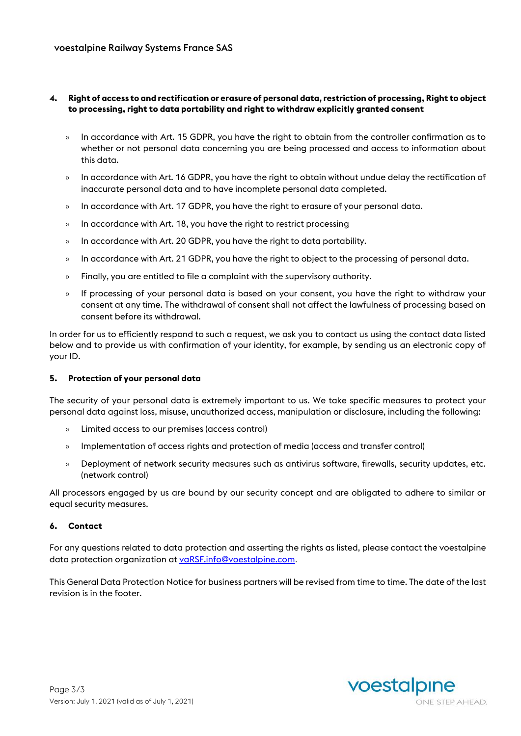## 4. Right of access to and rectification or erasure of personal data, restriction of processing, Right to object to processing, right to data portability and right to withdraw explicitly granted consent

- In accordance with Art. 15 GDPR, you have the right to obtain from the controller confirmation as to whether or not personal data concerning you are being processed and access to information about this data.
- In accordance with Art. 16 GDPR, you have the right to obtain without undue delay the rectification of inaccurate personal data and to have incomplete personal data completed.
- In accordance with Art. 17 GDPR, you have the right to erasure of your personal data.
- In accordance with Art. 18, you have the right to restrict processing
- In accordance with Art. 20 GDPR, you have the right to data portability.
- In accordance with Art. 21 GDPR, you have the right to object to the processing of personal data.
- Finally, you are entitled to file a complaint with the supervisory authority.
- If processing of your personal data is based on your consent, you have the right to withdraw your consent at any time. The withdrawal of consent shall not affect the lawfulness of processing based on consent before its withdrawal.

In order for us to efficiently respond to such a request, we ask you to contact us using the contact data listed below and to provide us with confirmation of your identity, for example, by sending us an electronic copy of your ID.

## 5. Protection of your personal data

The security of your personal data is extremely important to us. We take specific measures to protect your personal data against loss, misuse, unauthorized access, manipulation or disclosure, including the following:

- Limited access to our premises (access control)
- Implementation of access rights and protection of media (access and transfer control)
- Deployment of network security measures such as antivirus software, firewalls, security updates, etc. (network control)

All processors engaged by us are bound by our security concept and are obligated to adhere to similar or equal security measures.

## 6. Contact

For any questions related to data protection and asserting the rights as listed, please contact the voestalpine data protection organization at vaRSF.info@voestalpine.com.

This General Data Protection Notice for business partners will be revised from time to time. The date of the last revision is in the footer.

Version: July 1, 2021 (valid as of July 1, 2021)